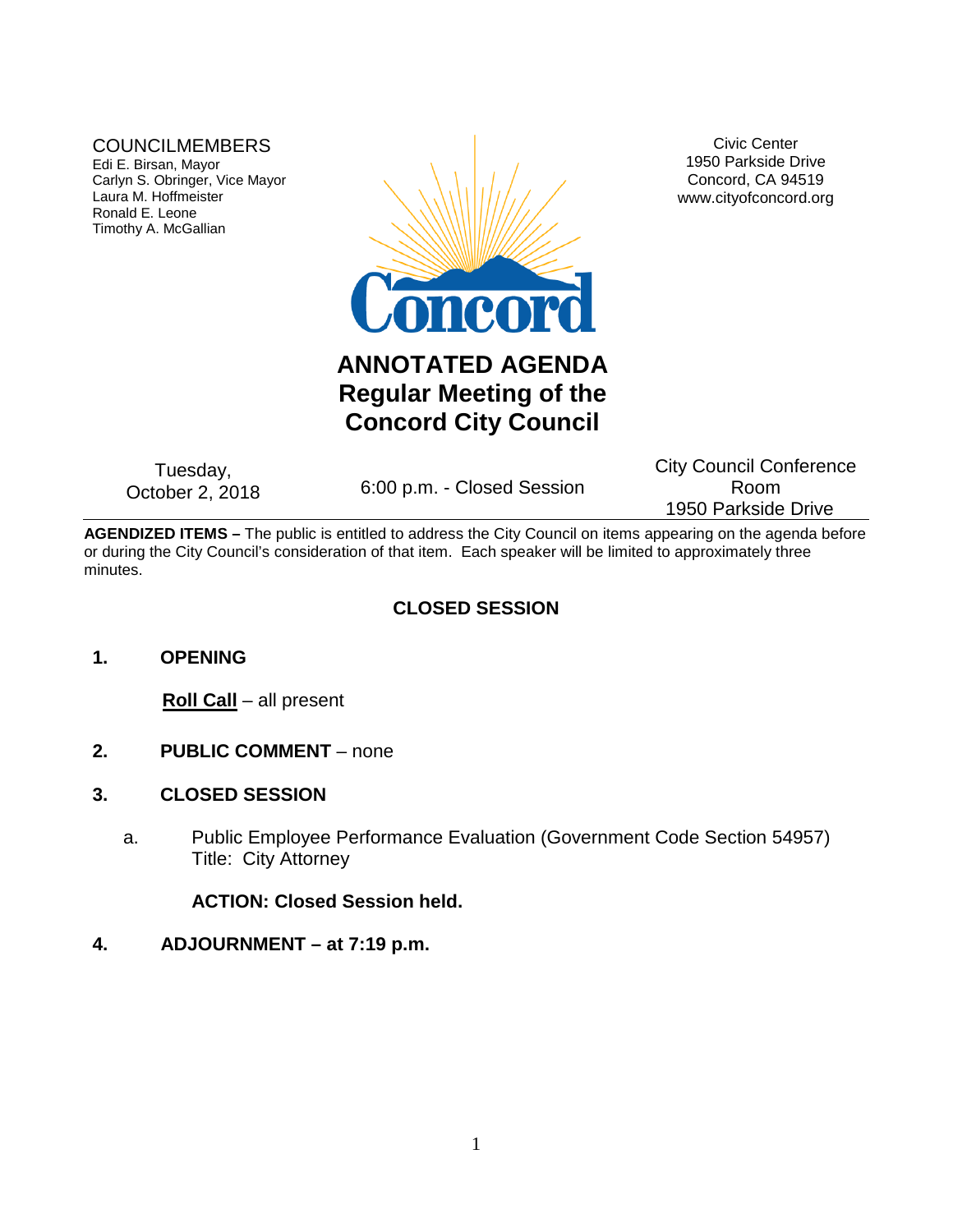COUNCILMEMBERS
Edi E. Birsan, Mayor
Carlyn S. Obringer, Vice Mayor
Laura M. Hoffmeister
Ronald E. Leone
Timothy A. McGallian

Civic Center
1950 Parkside Drive
Concord, CA 94519
www.cityofconcord.org

# ANNOTATED AGENDA
# Regular Meeting of the Concord City Council

| Tuesday, October 2, 2018 | 6:00 p.m. - Closed Session | City Council Conference Room 1950 Parkside Drive |
|---|---|---|

**AGENDIZED ITEMS –** The public is entitled to address the City Council on items appearing on the agenda before or during the City Council's consideration of that item. Each speaker will be limited to approximately three minutes.

## CLOSED SESSION

**1. OPENING**

**Roll Call** – all present

**2. PUBLIC COMMENT** – none

**3. CLOSED SESSION**

a. Public Employee Performance Evaluation (Government Code Section 54957)
Title: City Attorney

**ACTION: Closed Session held.**

**4. ADJOURNMENT – at 7:19 p.m.**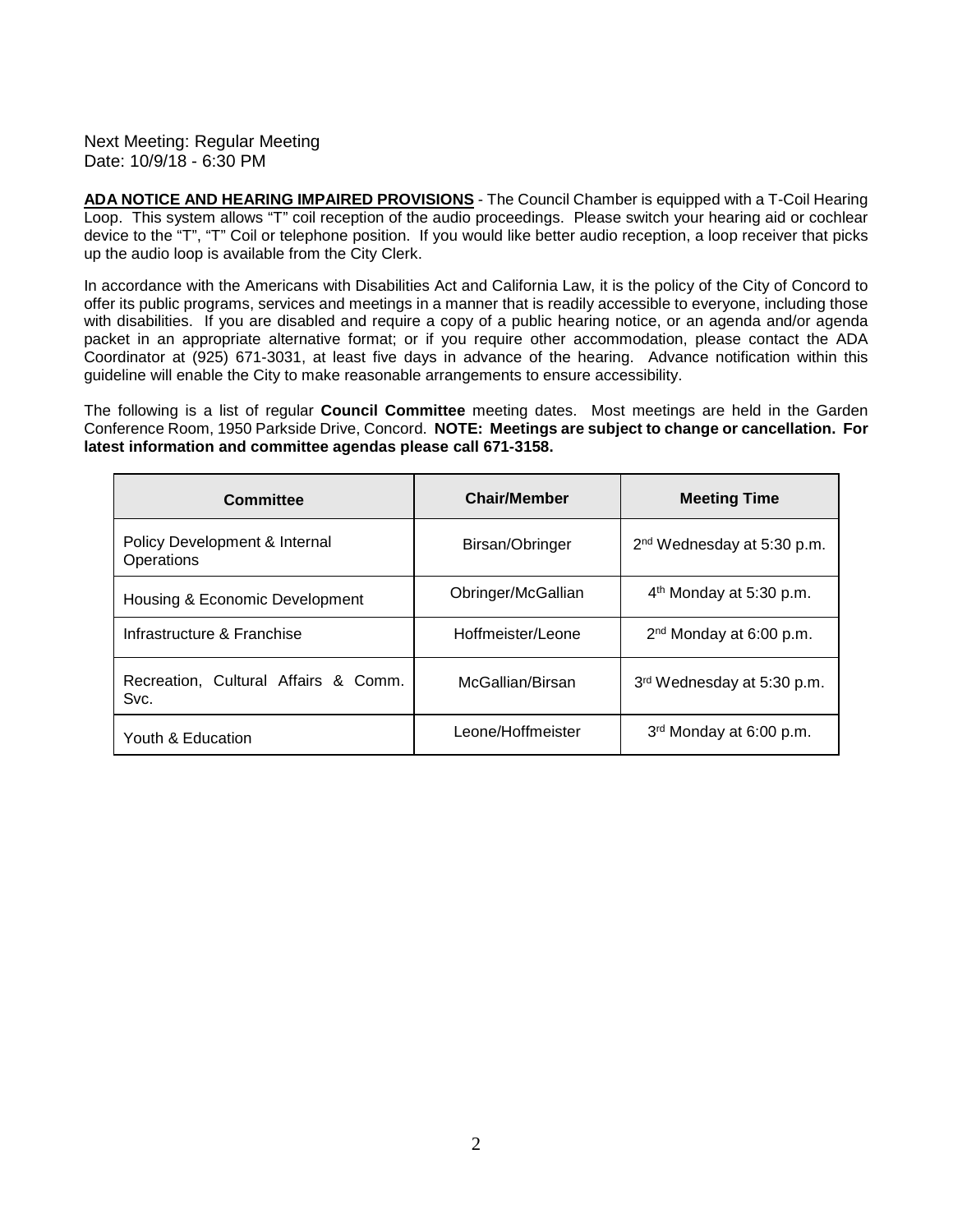Next Meeting: Regular Meeting
Date: 10/9/18 - 6:30 PM

**ADA NOTICE AND HEARING IMPAIRED PROVISIONS** - The Council Chamber is equipped with a T-Coil Hearing Loop. This system allows "T" coil reception of the audio proceedings. Please switch your hearing aid or cochlear device to the "T", "T" Coil or telephone position. If you would like better audio reception, a loop receiver that picks up the audio loop is available from the City Clerk.

In accordance with the Americans with Disabilities Act and California Law, it is the policy of the City of Concord to offer its public programs, services and meetings in a manner that is readily accessible to everyone, including those with disabilities. If you are disabled and require a copy of a public hearing notice, or an agenda and/or agenda packet in an appropriate alternative format; or if you require other accommodation, please contact the ADA Coordinator at (925) 671-3031, at least five days in advance of the hearing. Advance notification within this guideline will enable the City to make reasonable arrangements to ensure accessibility.

The following is a list of regular **Council Committee** meeting dates. Most meetings are held in the Garden Conference Room, 1950 Parkside Drive, Concord. **NOTE: Meetings are subject to change or cancellation. For latest information and committee agendas please call 671-3158.**

| Committee | Chair/Member | Meeting Time |
|---|---|---|
| Policy Development & Internal Operations | Birsan/Obringer | 2nd Wednesday at 5:30 p.m. |
| Housing & Economic Development | Obringer/McGallian | 4th Monday at 5:30 p.m. |
| Infrastructure & Franchise | Hoffmeister/Leone | 2nd Monday at 6:00 p.m. |
| Recreation, Cultural Affairs & Comm. Svc. | McGallian/Birsan | 3rd Wednesday at 5:30 p.m. |
| Youth & Education | Leone/Hoffmeister | 3rd Monday at 6:00 p.m. |